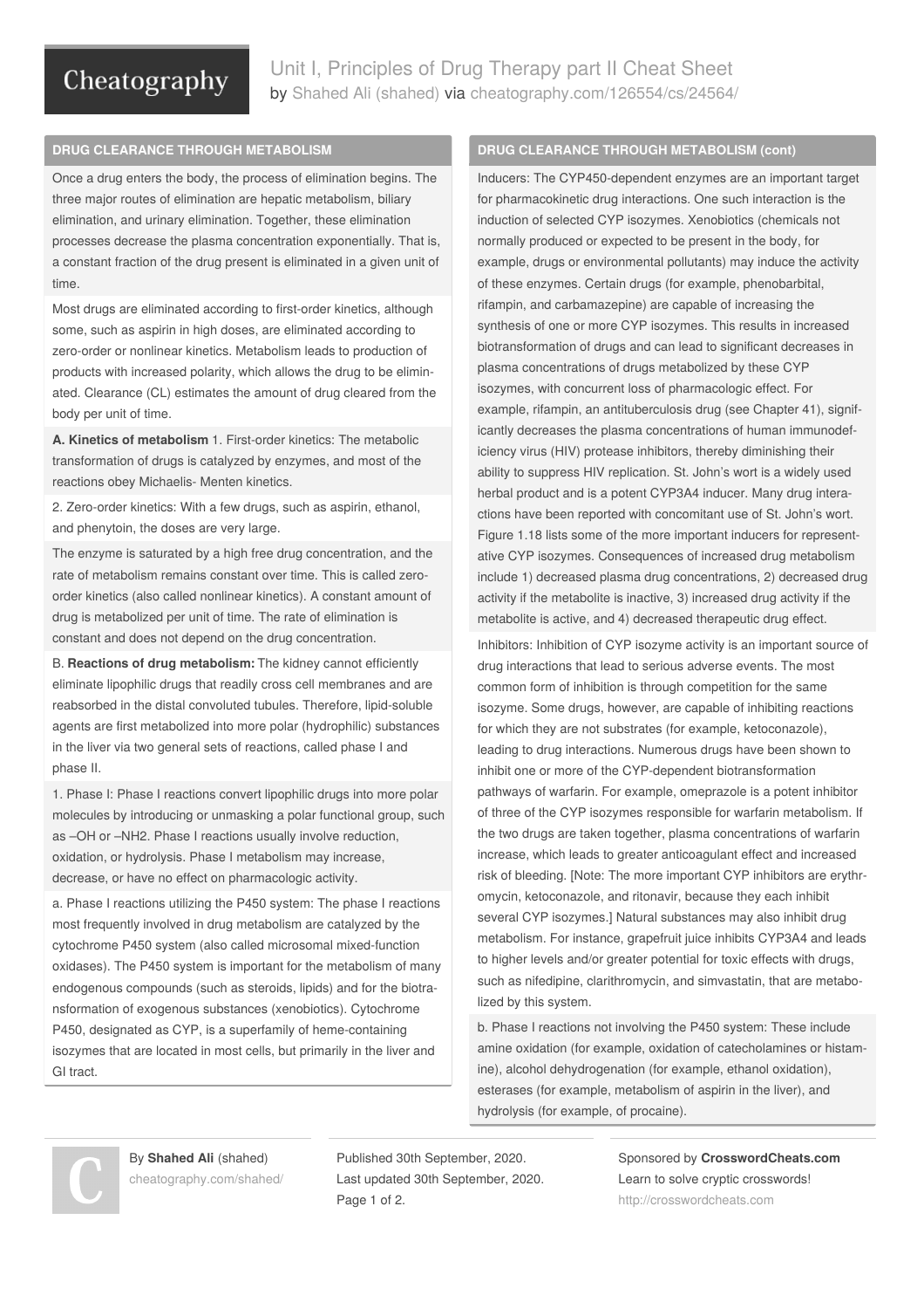# Unit I, Principles of Drug Therapy part II Cheat Sheet

by Shahed Ali (shahed) via cheatography.com/126554/cs/24564/

## DRUG CLEARANCE THROUGH METABOLISM

Once a drug enters the body, the process of elimination begins. The three major routes of elimination are hepatic metabolism, biliary elimination, and urinary elimination. Together, these elimination processes decrease the plasma concentration exponentially. That is, a constant fraction of the drug present is eliminated in a given unit of time.

Most drugs are eliminated according to first-order kinetics, although some, such as aspirin in high doses, are eliminated according to zero-order or nonlinear kinetics. Metabolism leads to production of products with increased polarity, which allows the drug to be eliminated. Clearance (CL) estimates the amount of drug cleared from the body per unit of time.

**A. Kinetics of metabolism** 1. First-order kinetics: The metabolic transformation of drugs is catalyzed by enzymes, and most of the reactions obey Michaelis- Menten kinetics.

2. Zero-order kinetics: With a few drugs, such as aspirin, ethanol, and phenytoin, the doses are very large.

The enzyme is saturated by a high free drug concentration, and the rate of metabolism remains constant over time. This is called zero-order kinetics (also called nonlinear kinetics). A constant amount of drug is metabolized per unit of time. The rate of elimination is constant and does not depend on the drug concentration.

B. **Reactions of drug metabolism:** The kidney cannot efficiently eliminate lipophilic drugs that readily cross cell membranes and are reabsorbed in the distal convoluted tubules. Therefore, lipid-soluble agents are first metabolized into more polar (hydrophilic) substances in the liver via two general sets of reactions, called phase I and phase II.

1. Phase I: Phase I reactions convert lipophilic drugs into more polar molecules by introducing or unmasking a polar functional group, such as –OH or $–NH_2$. Phase I reactions usually involve reduction, oxidation, or hydrolysis. Phase I metabolism may increase, decrease, or have no effect on pharmacologic activity.

a. Phase I reactions utilizing the P450 system: The phase I reactions most frequently involved in drug metabolism are catalyzed by the cytochrome P450 system (also called microsomal mixed-function oxidases). The P450 system is important for the metabolism of many endogenous compounds (such as steroids, lipids) and for the biotransformation of exogenous substances (xenobiotics). Cytochrome P450, designated as CYP, is a superfamily of heme-containing isozymes that are located in most cells, but primarily in the liver and GI tract.

## DRUG CLEARANCE THROUGH METABOLISM (cont)

Inducers: The CYP450-dependent enzymes are an important target for pharmacokinetic drug interactions. One such interaction is the induction of selected CYP isozymes. Xenobiotics (chemicals not normally produced or expected to be present in the body, for example, drugs or environmental pollutants) may induce the activity of these enzymes. Certain drugs (for example, phenobarbital, rifampin, and carbamazepine) are capable of increasing the synthesis of one or more CYP isozymes. This results in increased biotransformation of drugs and can lead to significant decreases in plasma concentrations of drugs metabolized by these CYP isozymes, with concurrent loss of pharmacologic effect. For example, rifampin, an antituberculosis drug (see Chapter 41), significantly decreases the plasma concentrations of human immunodeficiency virus (HIV) protease inhibitors, thereby diminishing their ability to suppress HIV replication. St. John's wort is a widely used herbal product and is a potent CYP3A4 inducer. Many drug interactions have been reported with concomitant use of St. John's wort. Figure 1.18 lists some of the more important inducers for representative CYP isozymes. Consequences of increased drug metabolism include 1) decreased plasma drug concentrations, 2) decreased drug activity if the metabolite is inactive, 3) increased drug activity if the metabolite is active, and 4) decreased therapeutic drug effect.

Inhibitors: Inhibition of CYP isozyme activity is an important source of drug interactions that lead to serious adverse events. The most common form of inhibition is through competition for the same isozyme. Some drugs, however, are capable of inhibiting reactions for which they are not substrates (for example, ketoconazole), leading to drug interactions. Numerous drugs have been shown to inhibit one or more of the CYP-dependent biotransformation pathways of warfarin. For example, omeprazole is a potent inhibitor of three of the CYP isozymes responsible for warfarin metabolism. If the two drugs are taken together, plasma concentrations of warfarin increase, which leads to greater anticoagulant effect and increased risk of bleeding. [Note: The more important CYP inhibitors are erythromycin, ketoconazole, and ritonavir, because they each inhibit several CYP isozymes.] Natural substances may also inhibit drug metabolism. For instance, grapefruit juice inhibits CYP3A4 and leads to higher levels and/or greater potential for toxic effects with drugs, such as nifedipine, clarithromycin, and simvastatin, that are metabolized by this system.

b. Phase I reactions not involving the P450 system: These include amine oxidation (for example, oxidation of catecholamines or histamine), alcohol dehydrogenation (for example, ethanol oxidation), esterases (for example, metabolism of aspirin in the liver), and hydrolysis (for example, of procaine).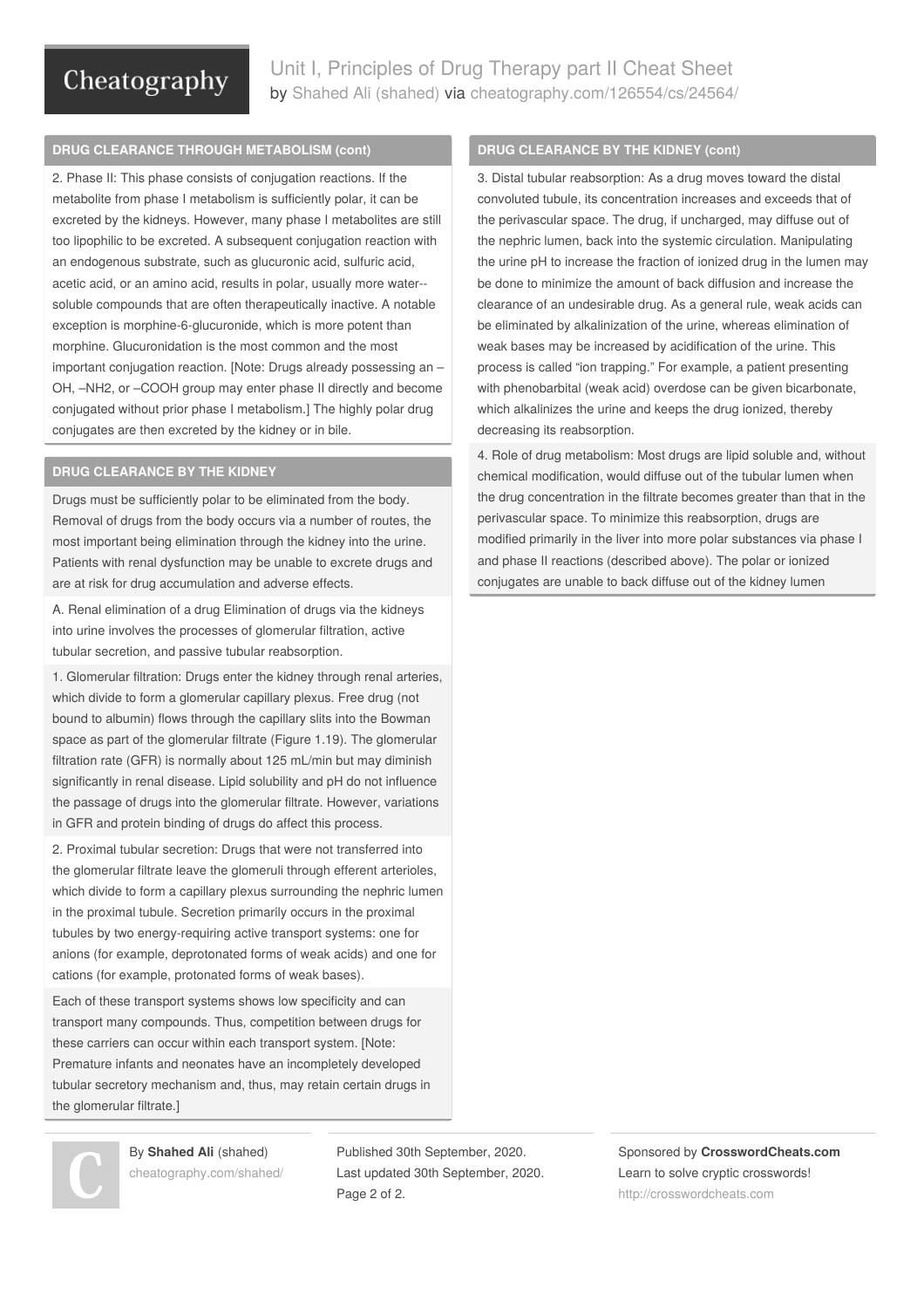## DRUG CLEARANCE THROUGH METABOLISM (cont)

2. Phase II: This phase consists of conjugation reactions. If the metabolite from phase I metabolism is sufficiently polar, it can be excreted by the kidneys. However, many phase I metabolites are still too lipophilic to be excreted. A subsequent conjugation reaction with an endogenous substrate, such as glucuronic acid, sulfuric acid, acetic acid, or an amino acid, results in polar, usually more water--soluble compounds that are often therapeutically inactive. A notable exception is morphine-6-glucuronide, which is more potent than morphine. Glucuronidation is the most common and the most important conjugation reaction. [Note: Drugs already possessing an –OH, –NH2, or –COOH group may enter phase II directly and become conjugated without prior phase I metabolism.] The highly polar drug conjugates are then excreted by the kidney or in bile.

## DRUG CLEARANCE BY THE KIDNEY

Drugs must be sufficiently polar to be eliminated from the body. Removal of drugs from the body occurs via a number of routes, the most important being elimination through the kidney into the urine. Patients with renal dysfunction may be unable to excrete drugs and are at risk for drug accumulation and adverse effects.

A. Renal elimination of a drug Elimination of drugs via the kidneys into urine involves the processes of glomerular filtration, active tubular secretion, and passive tubular reabsorption.

1. Glomerular filtration: Drugs enter the kidney through renal arteries, which divide to form a glomerular capillary plexus. Free drug (not bound to albumin) flows through the capillary slits into the Bowman space as part of the glomerular filtrate (Figure 1.19). The glomerular filtration rate (GFR) is normally about 125 mL/min but may diminish significantly in renal disease. Lipid solubility and pH do not influence the passage of drugs into the glomerular filtrate. However, variations in GFR and protein binding of drugs do affect this process.

2. Proximal tubular secretion: Drugs that were not transferred into the glomerular filtrate leave the glomeruli through efferent arterioles, which divide to form a capillary plexus surrounding the nephric lumen in the proximal tubule. Secretion primarily occurs in the proximal tubules by two energy-requiring active transport systems: one for anions (for example, deprotonated forms of weak acids) and one for cations (for example, protonated forms of weak bases).

Each of these transport systems shows low specificity and can transport many compounds. Thus, competition between drugs for these carriers can occur within each transport system. [Note: Premature infants and neonates have an incompletely developed tubular secretory mechanism and, thus, may retain certain drugs in the glomerular filtrate.]

## DRUG CLEARANCE BY THE KIDNEY (cont)

3. Distal tubular reabsorption: As a drug moves toward the distal convoluted tubule, its concentration increases and exceeds that of the perivascular space. The drug, if uncharged, may diffuse out of the nephric lumen, back into the systemic circulation. Manipulating the urine pH to increase the fraction of ionized drug in the lumen may be done to minimize the amount of back diffusion and increase the clearance of an undesirable drug. As a general rule, weak acids can be eliminated by alkalinization of the urine, whereas elimination of weak bases may be increased by acidification of the urine. This process is called "ion trapping." For example, a patient presenting with phenobarbital (weak acid) overdose can be given bicarbonate, which alkalinizes the urine and keeps the drug ionized, thereby decreasing its reabsorption.

4. Role of drug metabolism: Most drugs are lipid soluble and, without chemical modification, would diffuse out of the tubular lumen when the drug concentration in the filtrate becomes greater than that in the perivascular space. To minimize this reabsorption, drugs are modified primarily in the liver into more polar substances via phase I and phase II reactions (described above). The polar or ionized conjugates are unable to back diffuse out of the kidney lumen